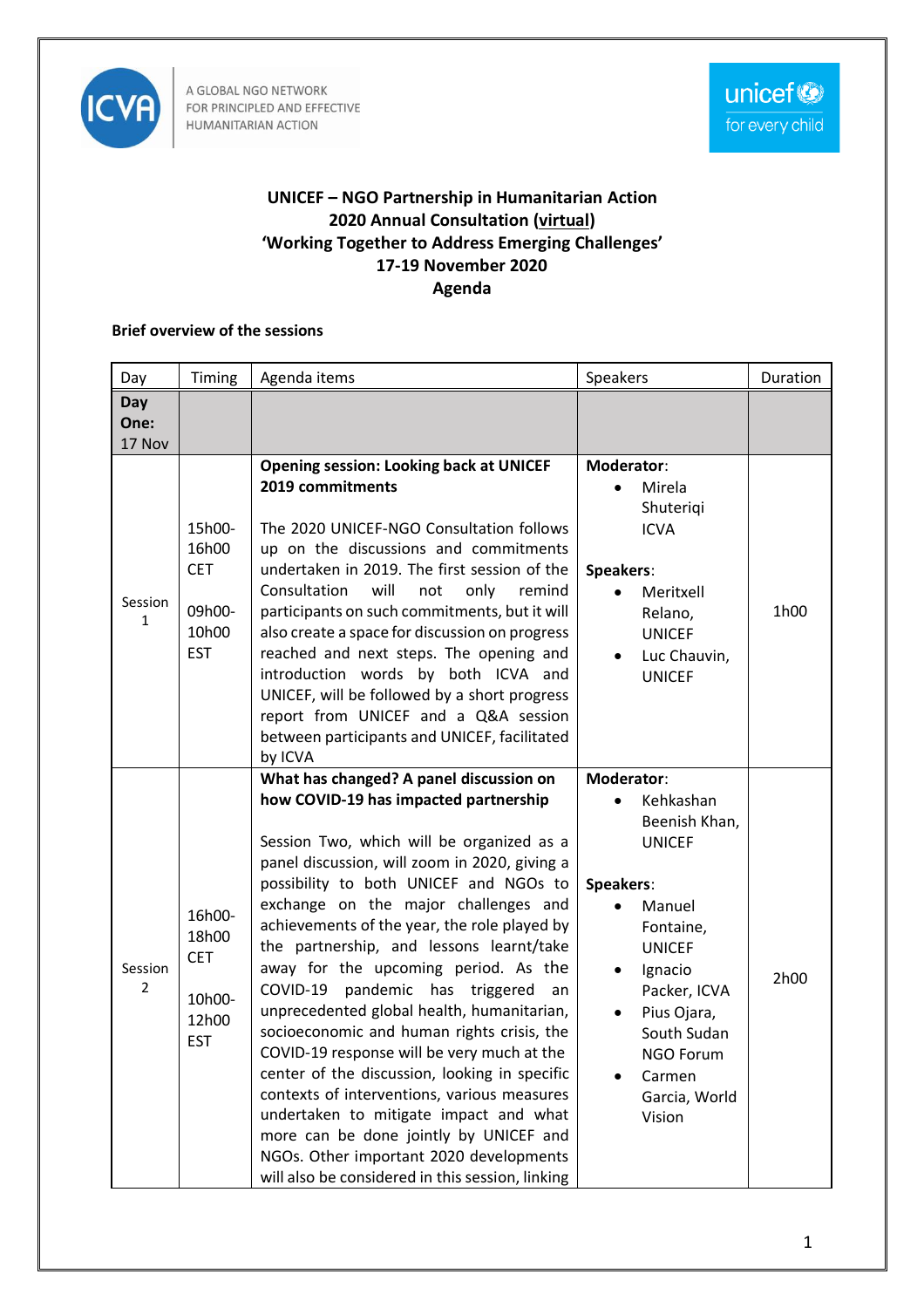A GLOBAL NGO NETWORK FOR PRINCIPLED AND EFFECTIVE HUMANITARIAN ACTION

**UNICEF – NGO Partnership in Humanitarian Action**
**2020 Annual Consultation (virtual)**
**'Working Together to Address Emerging Challenges'**
**17-19 November 2020**
**Agenda**

**Brief overview of the sessions**

| Day | Timing | Agenda items | Speakers | Duration |
|---|---|---|---|---|
| **Day One:** 17 Nov | | | | |
| Session 1 | 15h00-16h00 CET<br><br>09h00-10h00 EST | **Opening session: Looking back at UNICEF 2019 commitments**<br><br>The 2020 UNICEF-NGO Consultation follows up on the discussions and commitments undertaken in 2019. The first session of the Consultation will not only remind participants on such commitments, but it will also create a space for discussion on progress reached and next steps. The opening and introduction words by both ICVA and UNICEF, will be followed by a short progress report from UNICEF and a Q&A session between participants and UNICEF, facilitated by ICVA | **Moderator**:<br>• Mirela Shuteriqi ICVA<br><br>**Speakers**:<br>• Meritxell Relano, UNICEF<br>• Luc Chauvin, UNICEF | 1h00 |
| Session 2 | 16h00-18h00 CET<br><br>10h00-12h00 EST | **What has changed? A panel discussion on how COVID-19 has impacted partnership**<br><br>Session Two, which will be organized as a panel discussion, will zoom in 2020, giving a possibility to both UNICEF and NGOs to exchange on the major challenges and achievements of the year, the role played by the partnership, and lessons learnt/take away for the upcoming period. As the COVID-19 pandemic has triggered an unprecedented global health, humanitarian, socioeconomic and human rights crisis, the COVID-19 response will be very much at the center of the discussion, looking in specific contexts of interventions, various measures undertaken to mitigate impact and what more can be done jointly by UNICEF and NGOs. Other important 2020 developments will also be considered in this session, linking | **Moderator**:<br>• Kehkashan Beenish Khan, UNICEF<br><br>**Speakers**:<br>• Manuel Fontaine, UNICEF<br>• Ignacio Packer, ICVA<br>• Pius Ojara, South Sudan NGO Forum<br>• Carmen Garcia, World Vision | 2h00 |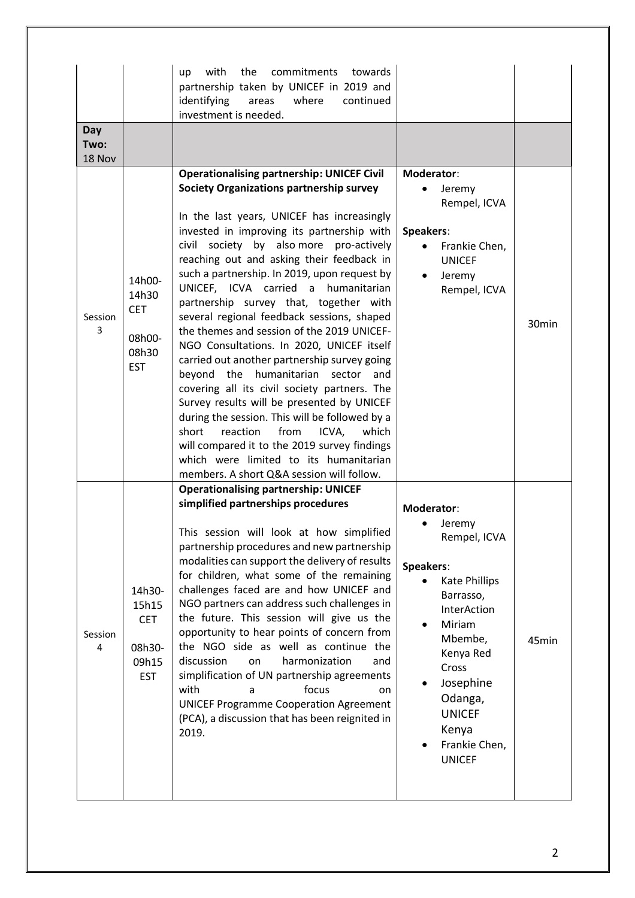| | | | | |
|---|---|---|---|---|
| | | up with the commitments towards partnership taken by UNICEF in 2019 and identifying areas where continued investment is needed. | | |
| **Day Two: 18 Nov** | | | | |
| Session 3 | 14h00-14h30 CET<br><br>08h00-08h30 EST | **Operationalising partnership: UNICEF Civil Society Organizations partnership survey**<br><br>In the last years, UNICEF has increasingly invested in improving its partnership with civil society by also more pro-actively reaching out and asking their feedback in such a partnership. In 2019, upon request by UNICEF, ICVA carried a humanitarian partnership survey that, together with several regional feedback sessions, shaped the themes and session of the 2019 UNICEF-NGO Consultations. In 2020, UNICEF itself carried out another partnership survey going beyond the humanitarian sector and covering all its civil society partners. The Survey results will be presented by UNICEF during the session. This will be followed by a short reaction from ICVA, which will compared it to the 2019 survey findings which were limited to its humanitarian members. A short Q&A session will follow. | **Moderator**:<br>• Jeremy Rempel, ICVA<br><br>**Speakers**:<br>• Frankie Chen, UNICEF<br>• Jeremy Rempel, ICVA | 30min |
| Session 4 | 14h30-15h15 CET<br><br>08h30-09h15 EST | **Operationalising partnership: UNICEF simplified partnerships procedures**<br><br>This session will look at how simplified partnership procedures and new partnership modalities can support the delivery of results for children, what some of the remaining challenges faced are and how UNICEF and NGO partners can address such challenges in the future. This session will give us the opportunity to hear points of concern from the NGO side as well as continue the discussion on harmonization and simplification of UN partnership agreements with a focus on UNICEF Programme Cooperation Agreement (PCA), a discussion that has been reignited in 2019. | **Moderator**:<br>• Jeremy Rempel, ICVA<br><br>**Speakers**:<br>• Kate Phillips Barrasso, InterAction<br>• Miriam Mbembe, Kenya Red Cross<br>• Josephine Odanga, UNICEF Kenya<br>• Frankie Chen, UNICEF | 45min |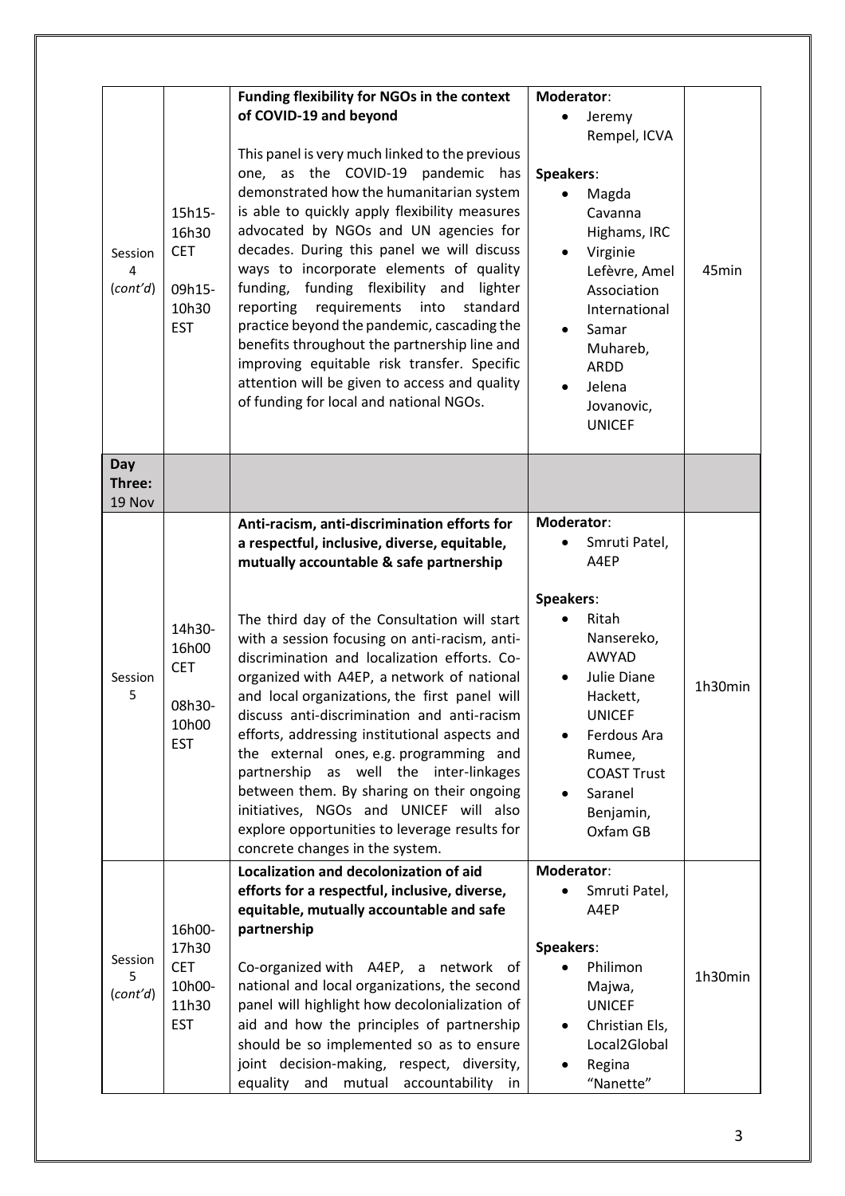| Session 4 (*cont'd*) | 15h15-16h30 CET<br><br>09h15-10h30 EST | **Funding flexibility for NGOs in the context of COVID-19 and beyond**<br><br>This panel is very much linked to the previous one, as the COVID-19 pandemic has demonstrated how the humanitarian system is able to quickly apply flexibility measures advocated by NGOs and UN agencies for decades. During this panel we will discuss ways to incorporate elements of quality funding, funding flexibility and lighter reporting requirements into standard practice beyond the pandemic, cascading the benefits throughout the partnership line and improving equitable risk transfer. Specific attention will be given to access and quality of funding for local and national NGOs. | **Moderator**:<br>• Jeremy Rempel, ICVA<br><br>**Speakers**:<br>• Magda Cavanna Highams, IRC<br>• Virginie Lefèvre, Amel Association International<br>• Samar Muhareb, ARDD<br>• Jelena Jovanovic, UNICEF | 45min |
|---|---|---|---|---|
| **Day Three:** 19 Nov | | | | |
| Session 5 | 14h30-16h00 CET<br><br>08h30-10h00 EST | **Anti-racism, anti-discrimination efforts for a respectful, inclusive, diverse, equitable, mutually accountable & safe partnership**<br><br>The third day of the Consultation will start with a session focusing on anti-racism, anti-discrimination and localization efforts. Co-organized with A4EP, a network of national and local organizations, the first panel will discuss anti-discrimination and anti-racism efforts, addressing institutional aspects and the external ones, e.g. programming and partnership as well the inter-linkages between them. By sharing on their ongoing initiatives, NGOs and UNICEF will also explore opportunities to leverage results for concrete changes in the system. | **Moderator**:<br>• Smruti Patel, A4EP<br><br>**Speakers**:<br>• Ritah Nansereko, AWYAD<br>• Julie Diane Hackett, UNICEF<br>• Ferdous Ara Rumee, COAST Trust<br>• Saranel Benjamin, Oxfam GB | 1h30min |
| Session 5 (*cont'd*) | 16h00-17h30 CET<br>10h00-11h30 EST | **Localization and decolonization of aid efforts for a respectful, inclusive, diverse, equitable, mutually accountable and safe partnership**<br><br>Co-organized with A4EP, a network of national and local organizations, the second panel will highlight how decolonialization of aid and how the principles of partnership should be so implemented so as to ensure joint decision-making, respect, diversity, equality and mutual accountability in | **Moderator**:<br>• Smruti Patel, A4EP<br><br>**Speakers**:<br>• Philimon Majwa, UNICEF<br>• Christian Els, Local2Global<br>• Regina "Nanette" | 1h30min |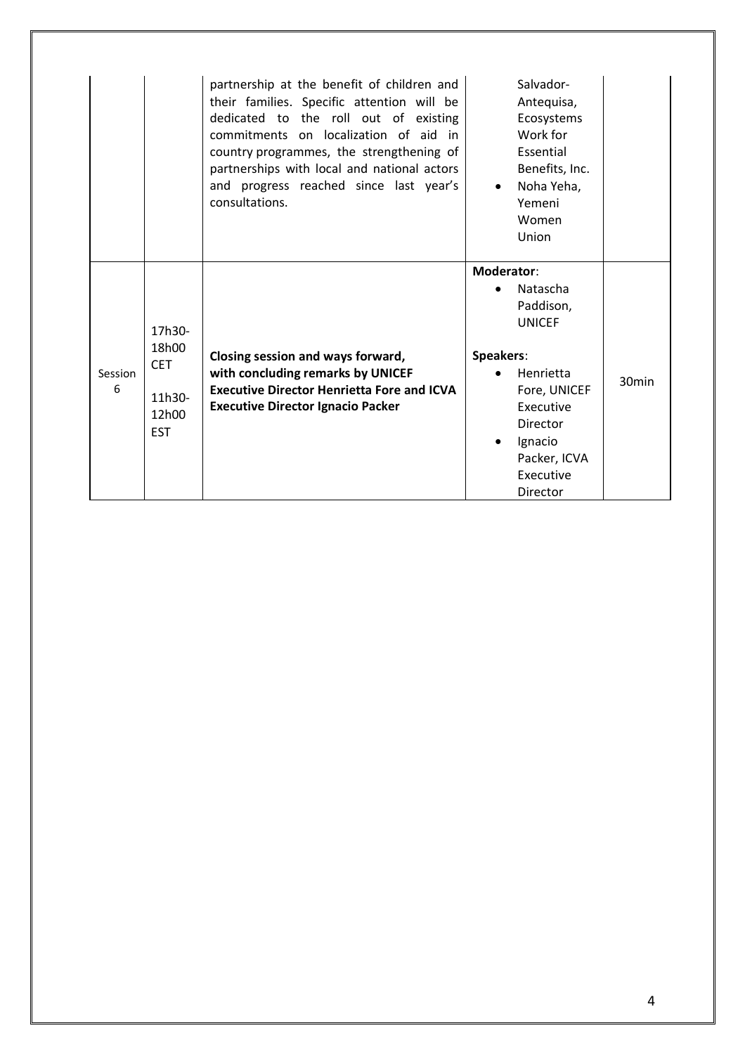| | | | | |
|---|---|---|---|---|
| | | partnership at the benefit of children and their families. Specific attention will be dedicated to the roll out of existing commitments on localization of aid in country programmes, the strengthening of partnerships with local and national actors and progress reached since last year's consultations. | Salvador-Antequisa, Ecosystems Work for Essential Benefits, Inc.<br>• Noha Yeha, Yemeni Women Union | |
| Session 6 | 17h30-18h00 CET<br><br>11h30-12h00 EST | **Closing session and ways forward, with concluding remarks by UNICEF Executive Director Henrietta Fore and ICVA Executive Director Ignacio Packer** | **Moderator**:<br>• Natascha Paddison, UNICEF<br><br>**Speakers**:<br>• Henrietta Fore, UNICEF Executive Director<br>• Ignacio Packer, ICVA Executive Director | 30min |